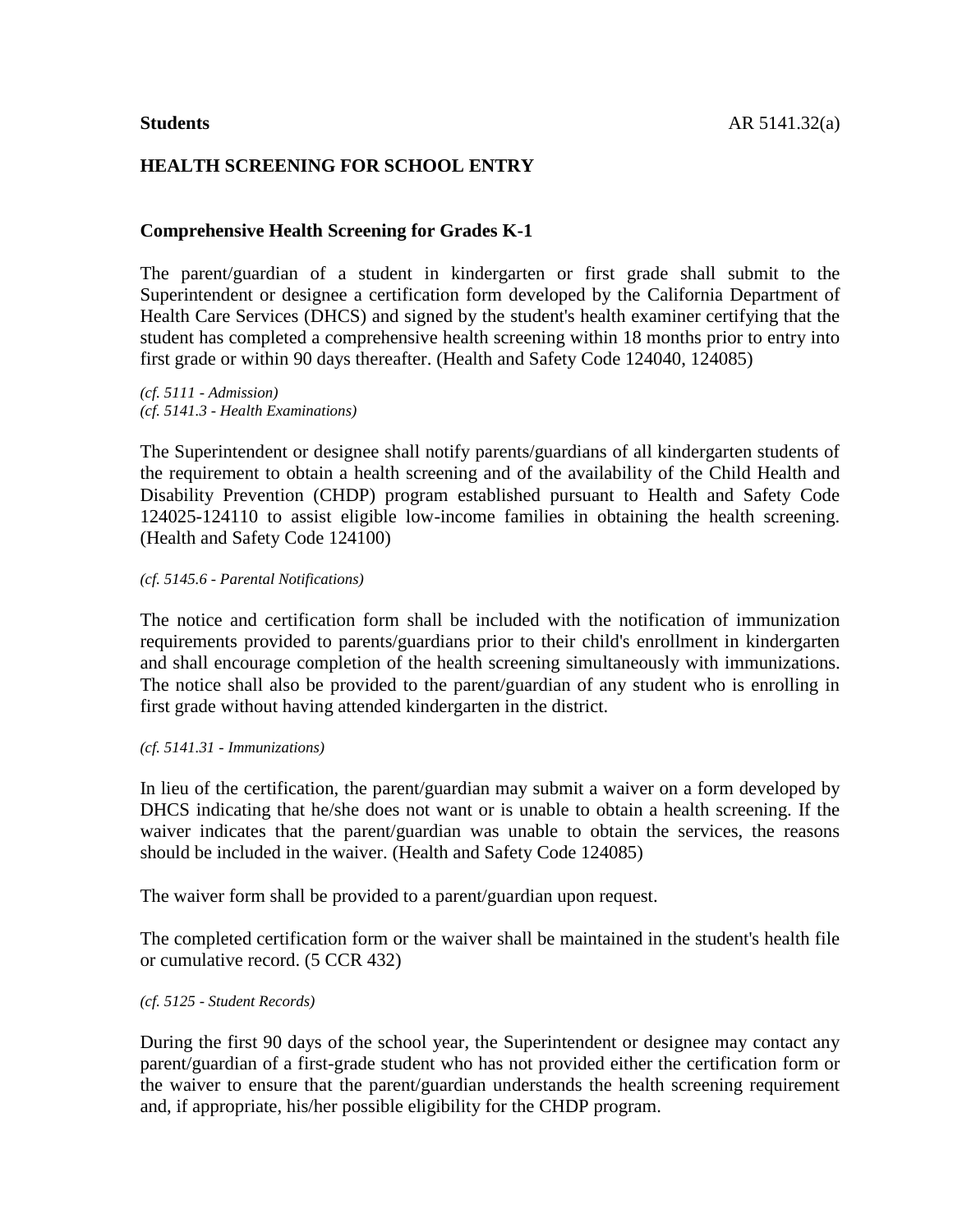**Students** AR 5141.32(a)

## HEALTH SCREENING FOR SCHOOL ENTRY

### Comprehensive Health Screening for Grades K-1

The parent/guardian of a student in kindergarten or first grade shall submit to the Superintendent or designee a certification form developed by the California Department of Health Care Services (DHCS) and signed by the student's health examiner certifying that the student has completed a comprehensive health screening within 18 months prior to entry into first grade or within 90 days thereafter. (Health and Safety Code 124040, 124085)

*(cf. 5111 - Admission)*
*(cf. 5141.3 - Health Examinations)*

The Superintendent or designee shall notify parents/guardians of all kindergarten students of the requirement to obtain a health screening and of the availability of the Child Health and Disability Prevention (CHDP) program established pursuant to Health and Safety Code 124025-124110 to assist eligible low-income families in obtaining the health screening. (Health and Safety Code 124100)

*(cf. 5145.6 - Parental Notifications)*

The notice and certification form shall be included with the notification of immunization requirements provided to parents/guardians prior to their child's enrollment in kindergarten and shall encourage completion of the health screening simultaneously with immunizations. The notice shall also be provided to the parent/guardian of any student who is enrolling in first grade without having attended kindergarten in the district.

*(cf. 5141.31 - Immunizations)*

In lieu of the certification, the parent/guardian may submit a waiver on a form developed by DHCS indicating that he/she does not want or is unable to obtain a health screening. If the waiver indicates that the parent/guardian was unable to obtain the services, the reasons should be included in the waiver. (Health and Safety Code 124085)

The waiver form shall be provided to a parent/guardian upon request.

The completed certification form or the waiver shall be maintained in the student's health file or cumulative record. (5 CCR 432)

*(cf. 5125 - Student Records)*

During the first 90 days of the school year, the Superintendent or designee may contact any parent/guardian of a first-grade student who has not provided either the certification form or the waiver to ensure that the parent/guardian understands the health screening requirement and, if appropriate, his/her possible eligibility for the CHDP program.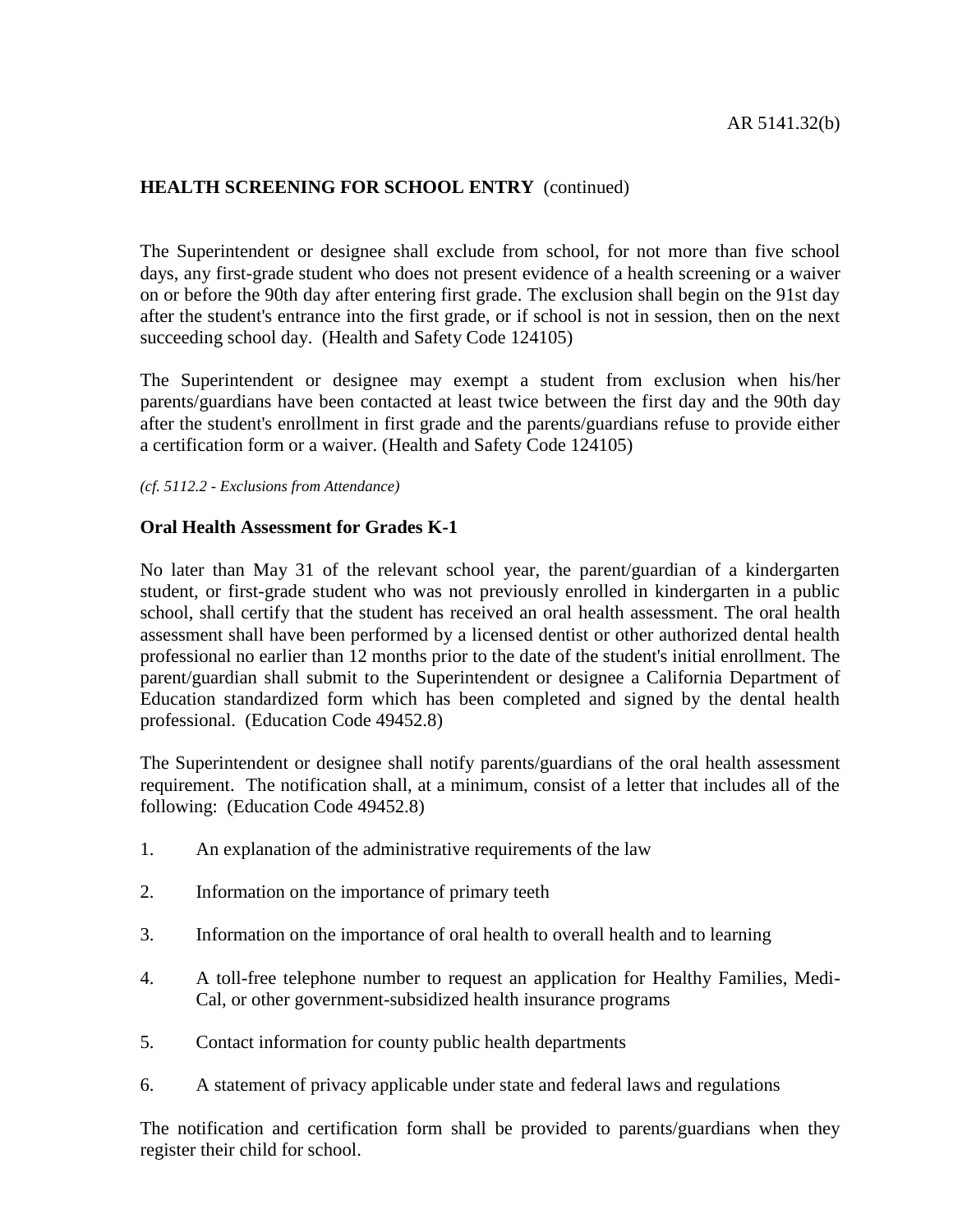## HEALTH SCREENING FOR SCHOOL ENTRY (continued)

The Superintendent or designee shall exclude from school, for not more than five school days, any first-grade student who does not present evidence of a health screening or a waiver on or before the 90th day after entering first grade. The exclusion shall begin on the 91st day after the student's entrance into the first grade, or if school is not in session, then on the next succeeding school day. (Health and Safety Code 124105)

The Superintendent or designee may exempt a student from exclusion when his/her parents/guardians have been contacted at least twice between the first day and the 90th day after the student's enrollment in first grade and the parents/guardians refuse to provide either a certification form or a waiver. (Health and Safety Code 124105)

*(cf. 5112.2 - Exclusions from Attendance)*

### Oral Health Assessment for Grades K-1

No later than May 31 of the relevant school year, the parent/guardian of a kindergarten student, or first-grade student who was not previously enrolled in kindergarten in a public school, shall certify that the student has received an oral health assessment. The oral health assessment shall have been performed by a licensed dentist or other authorized dental health professional no earlier than 12 months prior to the date of the student's initial enrollment. The parent/guardian shall submit to the Superintendent or designee a California Department of Education standardized form which has been completed and signed by the dental health professional. (Education Code 49452.8)

The Superintendent or designee shall notify parents/guardians of the oral health assessment requirement. The notification shall, at a minimum, consist of a letter that includes all of the following: (Education Code 49452.8)

1. An explanation of the administrative requirements of the law
2. Information on the importance of primary teeth
3. Information on the importance of oral health to overall health and to learning
4. A toll-free telephone number to request an application for Healthy Families, Medi-Cal, or other government-subsidized health insurance programs
5. Contact information for county public health departments
6. A statement of privacy applicable under state and federal laws and regulations

The notification and certification form shall be provided to parents/guardians when they register their child for school.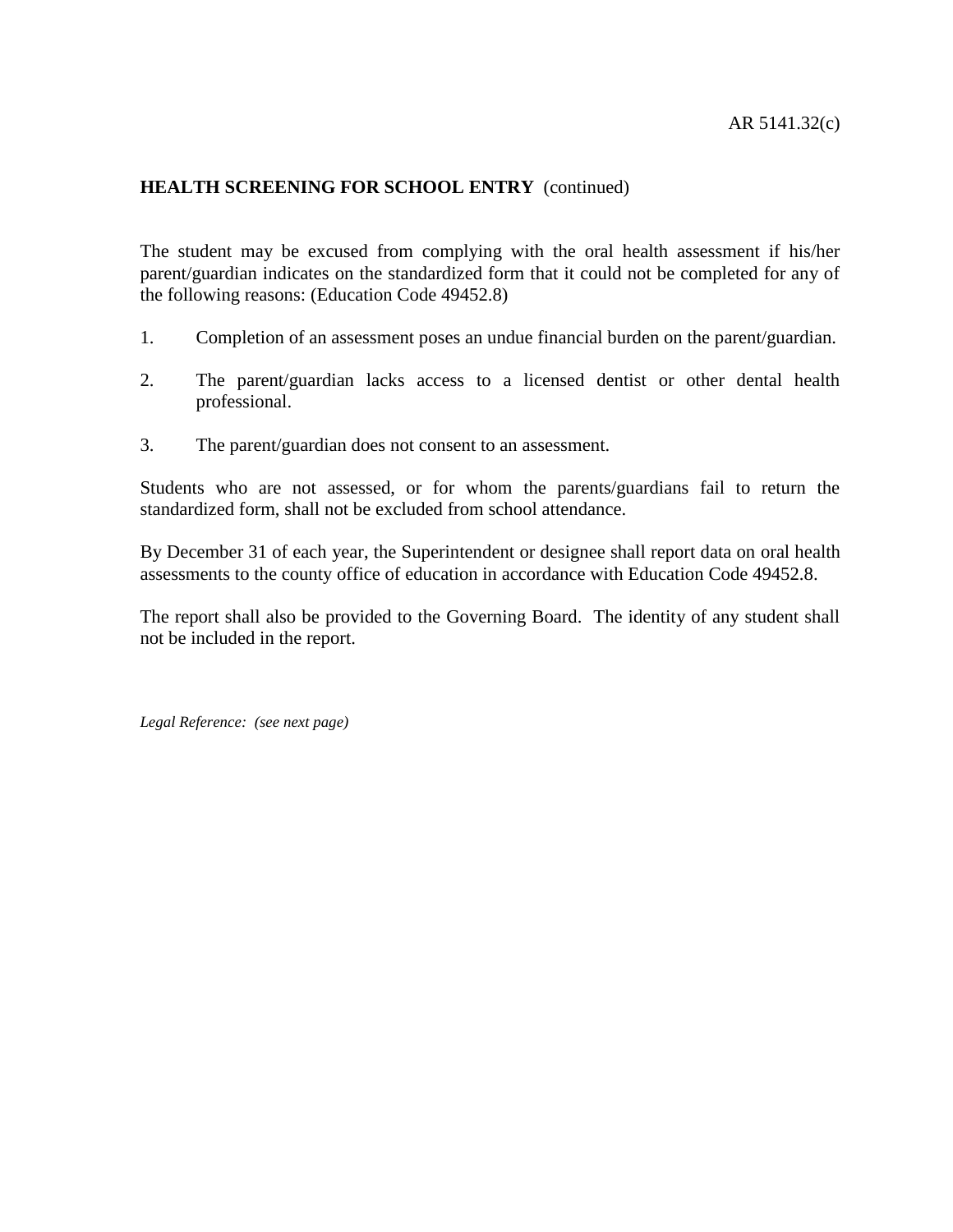**HEALTH SCREENING FOR SCHOOL ENTRY** (continued)

The student may be excused from complying with the oral health assessment if his/her parent/guardian indicates on the standardized form that it could not be completed for any of the following reasons: (Education Code 49452.8)

1. Completion of an assessment poses an undue financial burden on the parent/guardian.

2. The parent/guardian lacks access to a licensed dentist or other dental health professional.

3. The parent/guardian does not consent to an assessment.

Students who are not assessed, or for whom the parents/guardians fail to return the standardized form, shall not be excluded from school attendance.

By December 31 of each year, the Superintendent or designee shall report data on oral health assessments to the county office of education in accordance with Education Code 49452.8.

The report shall also be provided to the Governing Board. The identity of any student shall not be included in the report.

*Legal Reference: (see next page)*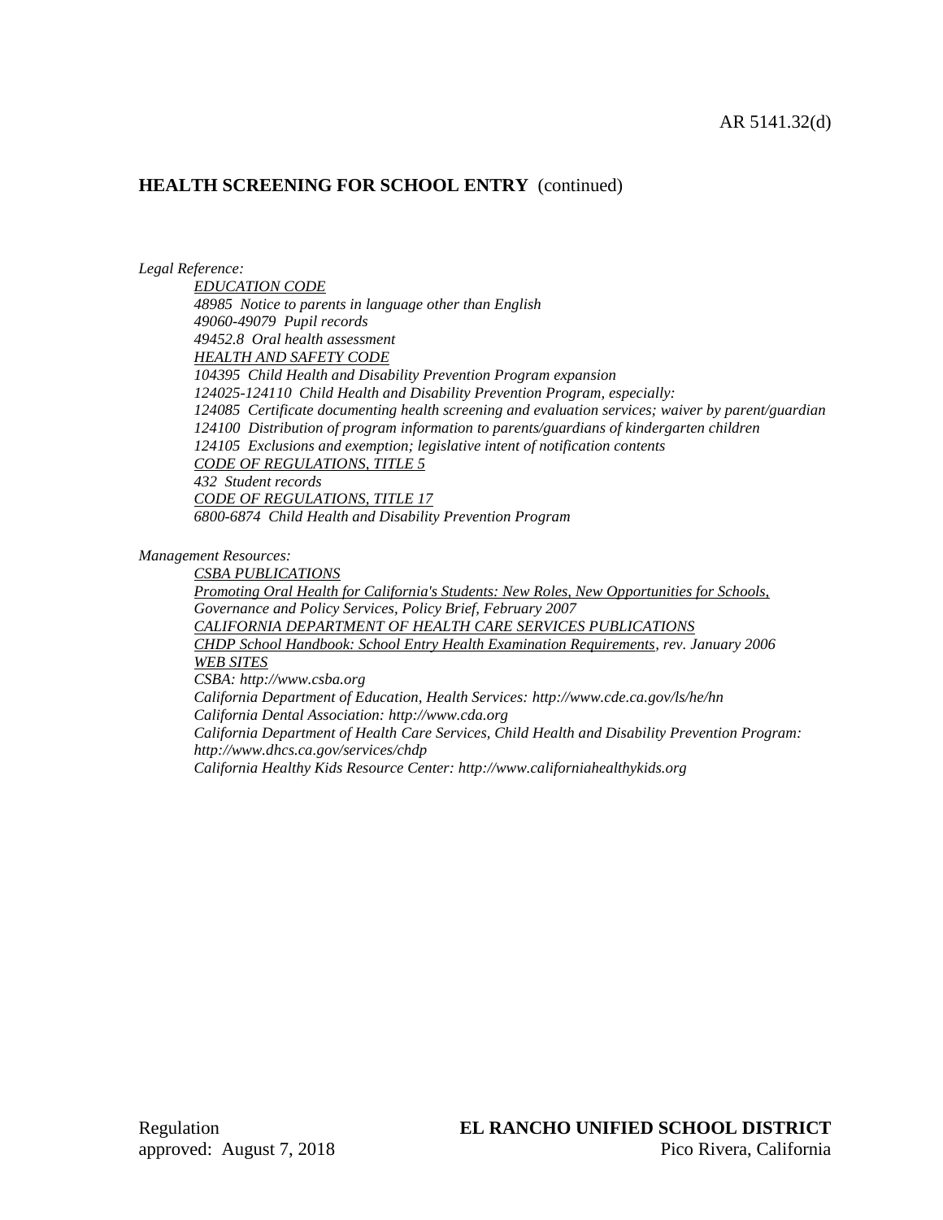## HEALTH SCREENING FOR SCHOOL ENTRY (continued)

*Legal Reference:*

*EDUCATION CODE*
*48985 Notice to parents in language other than English*
*49060-49079 Pupil records*
*49452.8 Oral health assessment*
*HEALTH AND SAFETY CODE*
*104395 Child Health and Disability Prevention Program expansion*
*124025-124110 Child Health and Disability Prevention Program, especially:*
*124085 Certificate documenting health screening and evaluation services; waiver by parent/guardian*
*124100 Distribution of program information to parents/guardians of kindergarten children*
*124105 Exclusions and exemption; legislative intent of notification contents*
*CODE OF REGULATIONS, TITLE 5*
*432 Student records*
*CODE OF REGULATIONS, TITLE 17*
*6800-6874 Child Health and Disability Prevention Program*

*Management Resources:*

*CSBA PUBLICATIONS*
*Promoting Oral Health for California's Students: New Roles, New Opportunities for Schools, Governance and Policy Services, Policy Brief, February 2007*
*CALIFORNIA DEPARTMENT OF HEALTH CARE SERVICES PUBLICATIONS*
*CHDP School Handbook: School Entry Health Examination Requirements, rev. January 2006*
*WEB SITES*
*CSBA: http://www.csba.org*
*California Department of Education, Health Services: http://www.cde.ca.gov/ls/he/hn*
*California Dental Association: http://www.cda.org*
*California Department of Health Care Services, Child Health and Disability Prevention Program: http://www.dhcs.ca.gov/services/chdp*
*California Healthy Kids Resource Center: http://www.californiahealthykids.org*

Regulation
approved: August 7, 2018

**EL RANCHO UNIFIED SCHOOL DISTRICT**
Pico Rivera, California